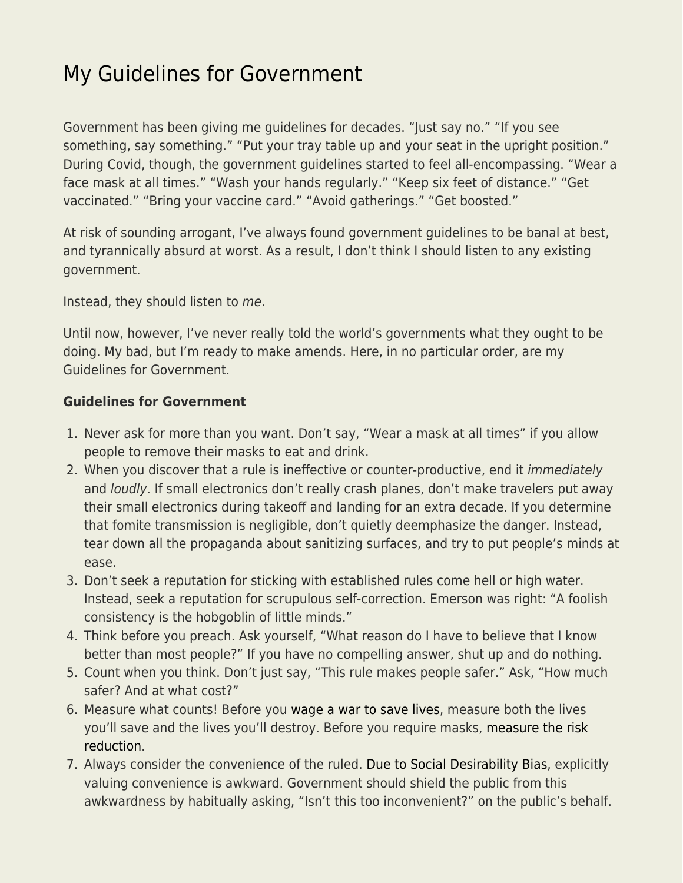# My Guidelines for Government

Government has been giving me guidelines for decades. "Just say no." "If you see something, say something." "Put your tray table up and your seat in the upright position." During Covid, though, the government guidelines started to feel all-encompassing. "Wear a face mask at all times." "Wash your hands regularly." "Keep six feet of distance." "Get vaccinated." "Bring your vaccine card." "Avoid gatherings." "Get boosted."

At risk of sounding arrogant, I've always found government guidelines to be banal at best, and tyrannically absurd at worst. As a result, I don't think I should listen to any existing government.

Instead, they should listen to *me*.

Until now, however, I've never really told the world's governments what they ought to be doing. My bad, but I'm ready to make amends. Here, in no particular order, are my Guidelines for Government.

**Guidelines for Government**

1. Never ask for more than you want. Don't say, "Wear a mask at all times" if you allow people to remove their masks to eat and drink.
2. When you discover that a rule is ineffective or counter-productive, end it *immediately* and *loudly*. If small electronics don't really crash planes, don't make travelers put away their small electronics during takeoff and landing for an extra decade. If you determine that fomite transmission is negligible, don't quietly deemphasize the danger. Instead, tear down all the propaganda about sanitizing surfaces, and try to put people's minds at ease.
3. Don't seek a reputation for sticking with established rules come hell or high water. Instead, seek a reputation for scrupulous self-correction. Emerson was right: "A foolish consistency is the hobgoblin of little minds."
4. Think before you preach. Ask yourself, "What reason do I have to believe that I know better than most people?" If you have no compelling answer, shut up and do nothing.
5. Count when you think. Don't just say, "This rule makes people safer." Ask, "How much safer? And at what cost?"
6. Measure what counts! Before you wage a war to save lives, measure both the lives you'll save and the lives you'll destroy. Before you require masks, measure the risk reduction.
7. Always consider the convenience of the ruled. Due to Social Desirability Bias, explicitly valuing convenience is awkward. Government should shield the public from this awkwardness by habitually asking, "Isn't this too inconvenient?" on the public's behalf.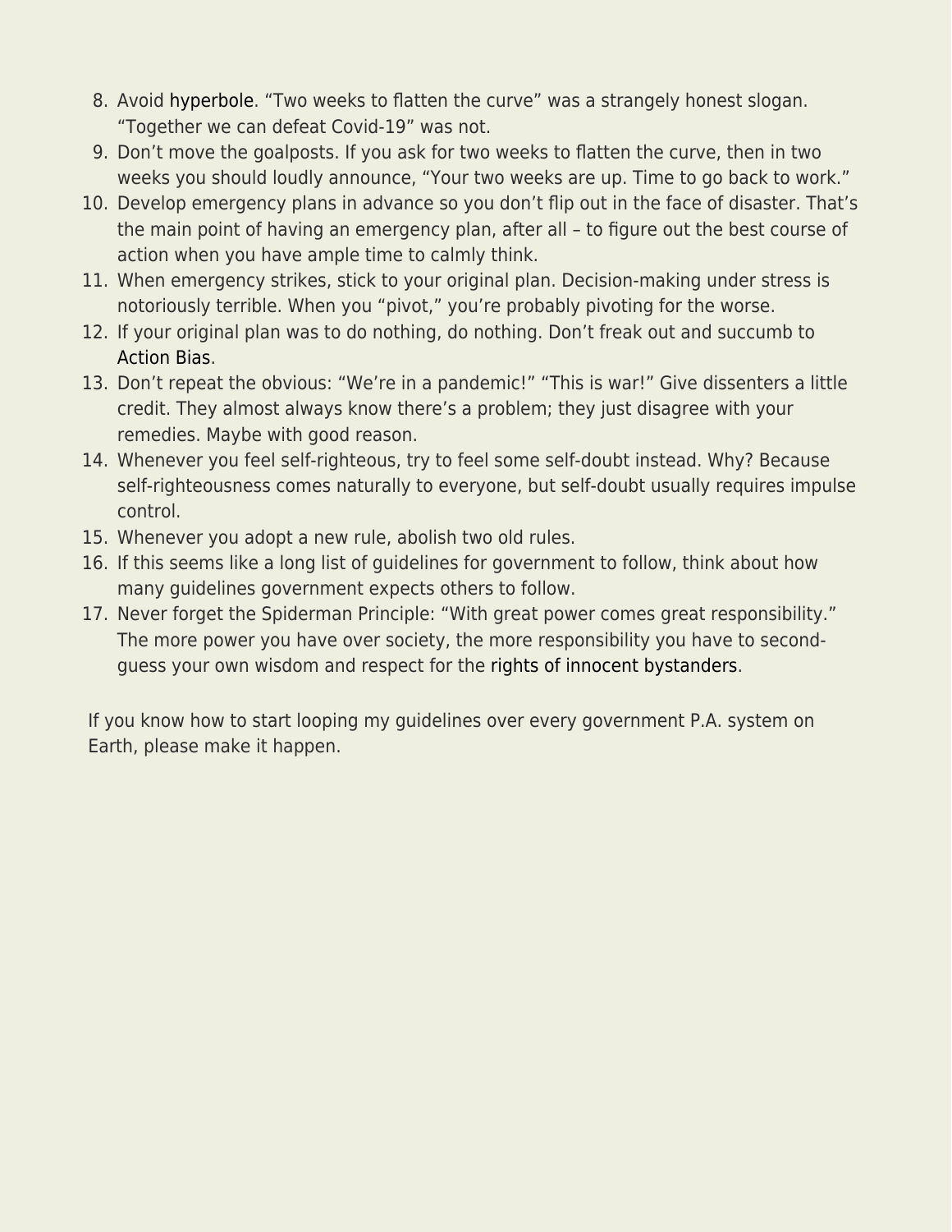8. Avoid hyperbole. "Two weeks to flatten the curve" was a strangely honest slogan. "Together we can defeat Covid-19" was not.
9. Don't move the goalposts. If you ask for two weeks to flatten the curve, then in two weeks you should loudly announce, "Your two weeks are up. Time to go back to work."
10. Develop emergency plans in advance so you don't flip out in the face of disaster. That's the main point of having an emergency plan, after all – to figure out the best course of action when you have ample time to calmly think.
11. When emergency strikes, stick to your original plan. Decision-making under stress is notoriously terrible. When you "pivot," you're probably pivoting for the worse.
12. If your original plan was to do nothing, do nothing. Don't freak out and succumb to Action Bias.
13. Don't repeat the obvious: "We're in a pandemic!" "This is war!" Give dissenters a little credit. They almost always know there's a problem; they just disagree with your remedies. Maybe with good reason.
14. Whenever you feel self-righteous, try to feel some self-doubt instead. Why? Because self-righteousness comes naturally to everyone, but self-doubt usually requires impulse control.
15. Whenever you adopt a new rule, abolish two old rules.
16. If this seems like a long list of guidelines for government to follow, think about how many guidelines government expects others to follow.
17. Never forget the Spiderman Principle: "With great power comes great responsibility." The more power you have over society, the more responsibility you have to second-guess your own wisdom and respect for the rights of innocent bystanders.

If you know how to start looping my guidelines over every government P.A. system on Earth, please make it happen.